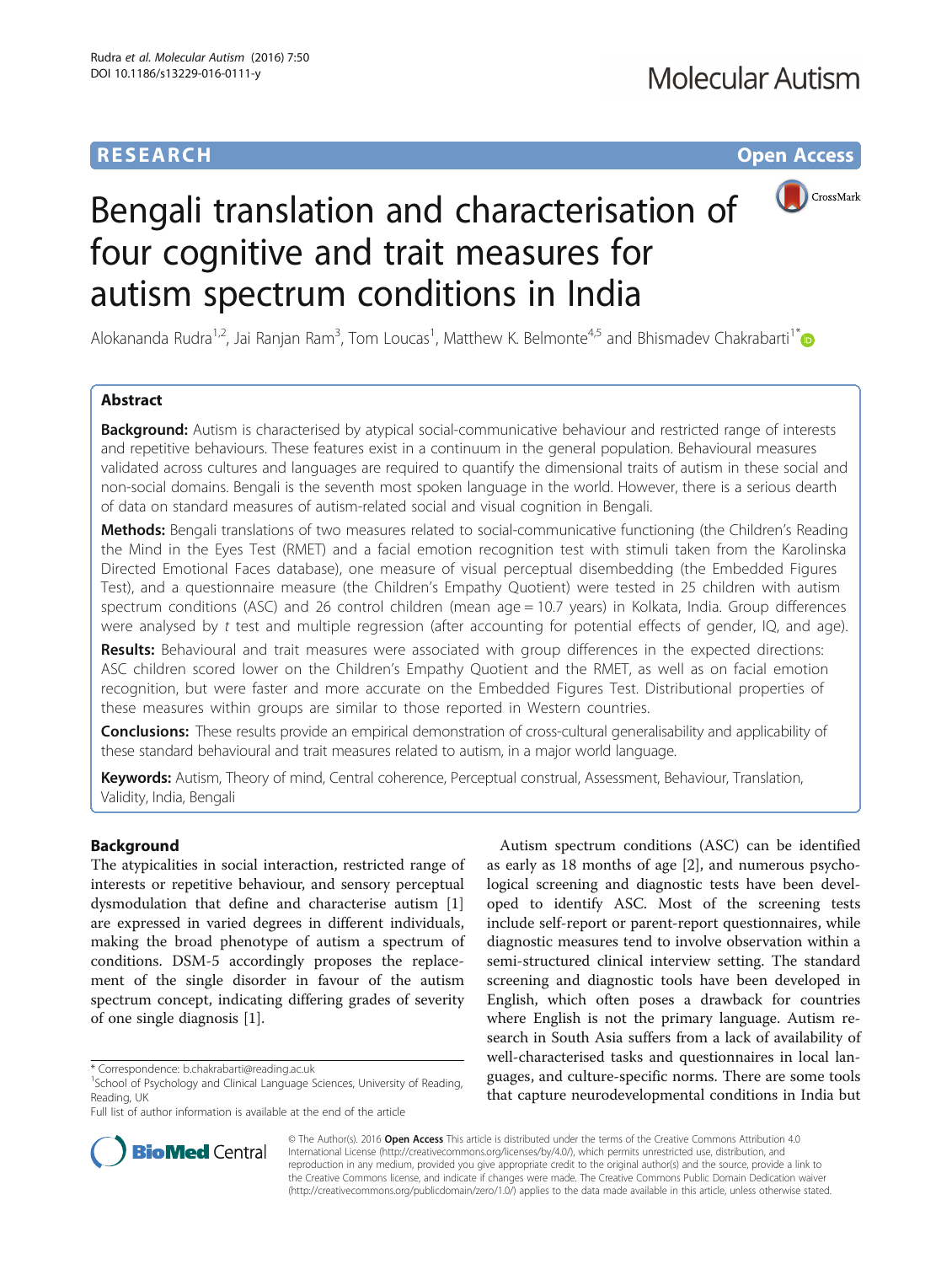RESEARCH Open Access

# Bengali translation and characterisation of four cognitive and trait measures for autism spectrum conditions in India

Alokananda Rudra[1,2], Jai Ranjan Ram[3], Tom Loucas[1], Matthew K. Belmonte[4,5] and Bhismadev Chakrabarti[1*]

## Abstract

**Background:** Autism is characterised by atypical social-communicative behaviour and restricted range of interests and repetitive behaviours. These features exist in a continuum in the general population. Behavioural measures validated across cultures and languages are required to quantify the dimensional traits of autism in these social and non-social domains. Bengali is the seventh most spoken language in the world. However, there is a serious dearth of data on standard measures of autism-related social and visual cognition in Bengali.

**Methods:** Bengali translations of two measures related to social-communicative functioning (the Children's Reading the Mind in the Eyes Test (RMET) and a facial emotion recognition test with stimuli taken from the Karolinska Directed Emotional Faces database), one measure of visual perceptual disembedding (the Embedded Figures Test), and a questionnaire measure (the Children's Empathy Quotient) were tested in 25 children with autism spectrum conditions (ASC) and 26 control children (mean age = 10.7 years) in Kolkata, India. Group differences were analysed by *t* test and multiple regression (after accounting for potential effects of gender, IQ, and age).

**Results:** Behavioural and trait measures were associated with group differences in the expected directions: ASC children scored lower on the Children's Empathy Quotient and the RMET, as well as on facial emotion recognition, but were faster and more accurate on the Embedded Figures Test. Distributional properties of these measures within groups are similar to those reported in Western countries.

**Conclusions:** These results provide an empirical demonstration of cross-cultural generalisability and applicability of these standard behavioural and trait measures related to autism, in a major world language.

**Keywords:** Autism, Theory of mind, Central coherence, Perceptual construal, Assessment, Behaviour, Translation, Validity, India, Bengali

## Background

The atypicalities in social interaction, restricted range of interests or repetitive behaviour, and sensory perceptual dysmodulation that define and characterise autism [1] are expressed in varied degrees in different individuals, making the broad phenotype of autism a spectrum of conditions. DSM-5 accordingly proposes the replacement of the single disorder in favour of the autism spectrum concept, indicating differing grades of severity of one single diagnosis [1].

Autism spectrum conditions (ASC) can be identified as early as 18 months of age [2], and numerous psychological screening and diagnostic tests have been developed to identify ASC. Most of the screening tests include self-report or parent-report questionnaires, while diagnostic measures tend to involve observation within a semi-structured clinical interview setting. The standard screening and diagnostic tools have been developed in English, which often poses a drawback for countries where English is not the primary language. Autism research in South Asia suffers from a lack of availability of well-characterised tasks and questionnaires in local languages, and culture-specific norms. There are some tools that capture neurodevelopmental conditions in India but

* Correspondence: b.chakrabarti@reading.ac.uk
[1]School of Psychology and Clinical Language Sciences, University of Reading, Reading, UK
Full list of author information is available at the end of the article

© The Author(s). 2016 **Open Access** This article is distributed under the terms of the Creative Commons Attribution 4.0 International License (http://creativecommons.org/licenses/by/4.0/), which permits unrestricted use, distribution, and reproduction in any medium, provided you give appropriate credit to the original author(s) and the source, provide a link to the Creative Commons license, and indicate if changes were made. The Creative Commons Public Domain Dedication waiver (http://creativecommons.org/publicdomain/zero/1.0/) applies to the data made available in this article, unless otherwise stated.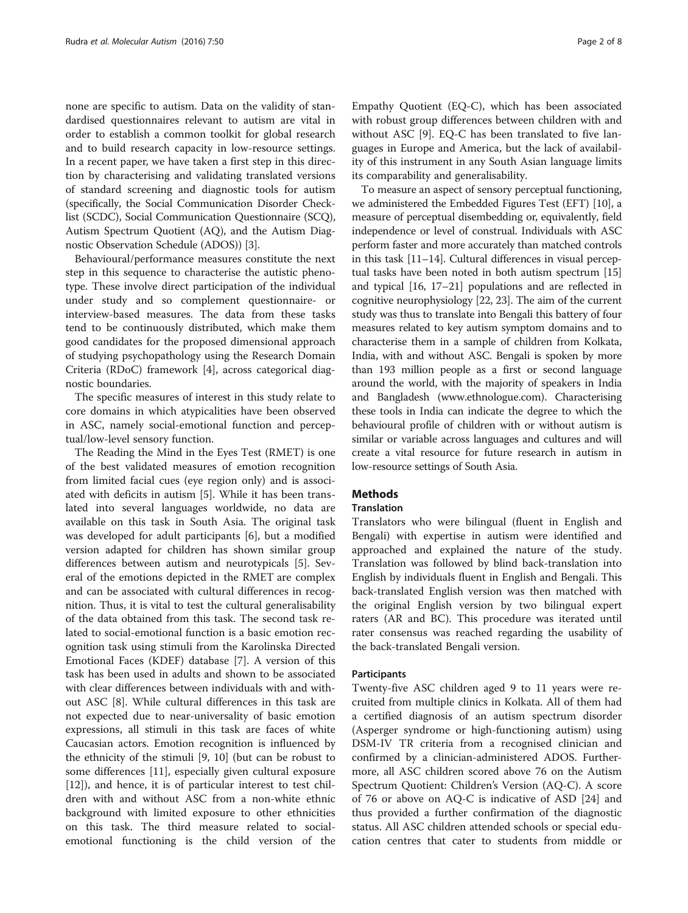none are specific to autism. Data on the validity of standardised questionnaires relevant to autism are vital in order to establish a common toolkit for global research and to build research capacity in low-resource settings. In a recent paper, we have taken a first step in this direction by characterising and validating translated versions of standard screening and diagnostic tools for autism (specifically, the Social Communication Disorder Checklist (SCDC), Social Communication Questionnaire (SCQ), Autism Spectrum Quotient (AQ), and the Autism Diagnostic Observation Schedule (ADOS)) [3].

Behavioural/performance measures constitute the next step in this sequence to characterise the autistic phenotype. These involve direct participation of the individual under study and so complement questionnaire- or interview-based measures. The data from these tasks tend to be continuously distributed, which make them good candidates for the proposed dimensional approach of studying psychopathology using the Research Domain Criteria (RDoC) framework [4], across categorical diagnostic boundaries.

The specific measures of interest in this study relate to core domains in which atypicalities have been observed in ASC, namely social-emotional function and perceptual/low-level sensory function.

The Reading the Mind in the Eyes Test (RMET) is one of the best validated measures of emotion recognition from limited facial cues (eye region only) and is associated with deficits in autism [5]. While it has been translated into several languages worldwide, no data are available on this task in South Asia. The original task was developed for adult participants [6], but a modified version adapted for children has shown similar group differences between autism and neurotypicals [5]. Several of the emotions depicted in the RMET are complex and can be associated with cultural differences in recognition. Thus, it is vital to test the cultural generalisability of the data obtained from this task. The second task related to social-emotional function is a basic emotion recognition task using stimuli from the Karolinska Directed Emotional Faces (KDEF) database [7]. A version of this task has been used in adults and shown to be associated with clear differences between individuals with and without ASC [8]. While cultural differences in this task are not expected due to near-universality of basic emotion expressions, all stimuli in this task are faces of white Caucasian actors. Emotion recognition is influenced by the ethnicity of the stimuli [9, 10] (but can be robust to some differences [11], especially given cultural exposure [12]), and hence, it is of particular interest to test children with and without ASC from a non-white ethnic background with limited exposure to other ethnicities on this task. The third measure related to social-emotional functioning is the child version of the Empathy Quotient (EQ-C), which has been associated with robust group differences between children with and without ASC [9]. EQ-C has been translated to five languages in Europe and America, but the lack of availability of this instrument in any South Asian language limits its comparability and generalisability.

To measure an aspect of sensory perceptual functioning, we administered the Embedded Figures Test (EFT) [10], a measure of perceptual disembedding or, equivalently, field independence or level of construal. Individuals with ASC perform faster and more accurately than matched controls in this task [11–14]. Cultural differences in visual perceptual tasks have been noted in both autism spectrum [15] and typical [16, 17–21] populations and are reflected in cognitive neurophysiology [22, 23]. The aim of the current study was thus to translate into Bengali this battery of four measures related to key autism symptom domains and to characterise them in a sample of children from Kolkata, India, with and without ASC. Bengali is spoken by more than 193 million people as a first or second language around the world, with the majority of speakers in India and Bangladesh (www.ethnologue.com). Characterising these tools in India can indicate the degree to which the behavioural profile of children with or without autism is similar or variable across languages and cultures and will create a vital resource for future research in autism in low-resource settings of South Asia.

## Methods

### Translation

Translators who were bilingual (fluent in English and Bengali) with expertise in autism were identified and approached and explained the nature of the study. Translation was followed by blind back-translation into English by individuals fluent in English and Bengali. This back-translated English version was then matched with the original English version by two bilingual expert raters (AR and BC). This procedure was iterated until rater consensus was reached regarding the usability of the back-translated Bengali version.

#### Participants

Twenty-five ASC children aged 9 to 11 years were recruited from multiple clinics in Kolkata. All of them had a certified diagnosis of an autism spectrum disorder (Asperger syndrome or high-functioning autism) using DSM-IV TR criteria from a recognised clinician and confirmed by a clinician-administered ADOS. Furthermore, all ASC children scored above 76 on the Autism Spectrum Quotient: Children's Version (AQ-C). A score of 76 or above on AQ-C is indicative of ASD [24] and thus provided a further confirmation of the diagnostic status. All ASC children attended schools or special education centres that cater to students from middle or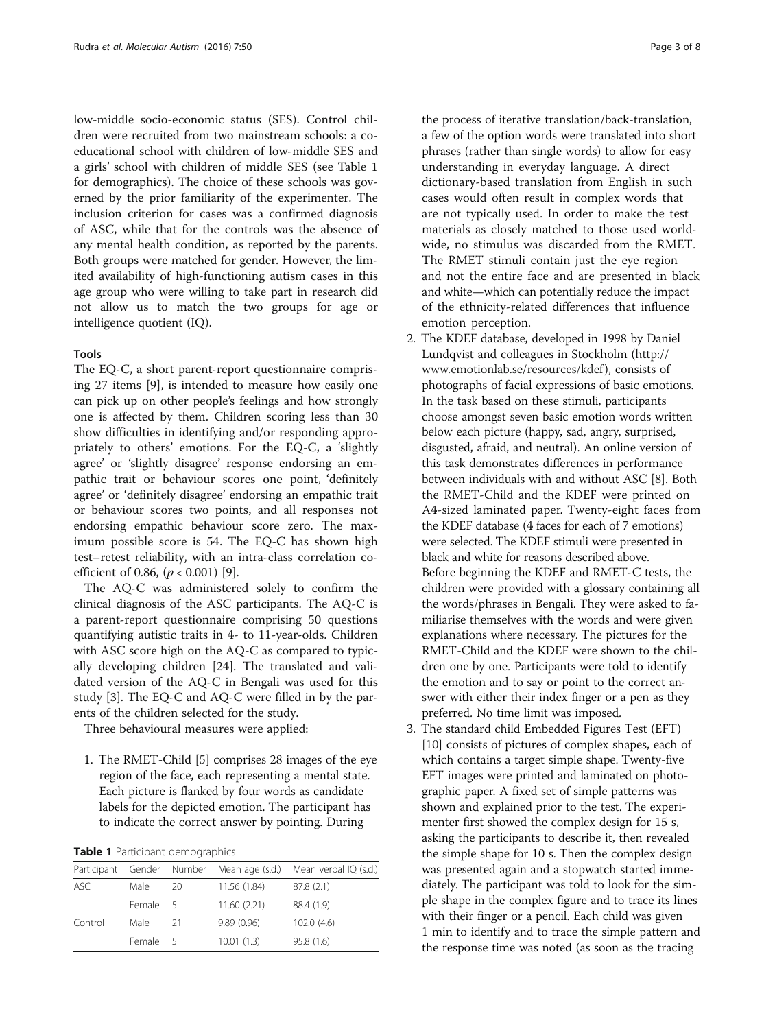low-middle socio-economic status (SES). Control children were recruited from two mainstream schools: a co-educational school with children of low-middle SES and a girls' school with children of middle SES (see Table 1 for demographics). The choice of these schools was governed by the prior familiarity of the experimenter. The inclusion criterion for cases was a confirmed diagnosis of ASC, while that for the controls was the absence of any mental health condition, as reported by the parents. Both groups were matched for gender. However, the limited availability of high-functioning autism cases in this age group who were willing to take part in research did not allow us to match the two groups for age or intelligence quotient (IQ).

### Tools

The EQ-C, a short parent-report questionnaire comprising 27 items [9], is intended to measure how easily one can pick up on other people's feelings and how strongly one is affected by them. Children scoring less than 30 show difficulties in identifying and/or responding appropriately to others' emotions. For the EQ-C, a 'slightly agree' or 'slightly disagree' response endorsing an empathic trait or behaviour scores one point, 'definitely agree' or 'definitely disagree' endorsing an empathic trait or behaviour scores two points, and all responses not endorsing empathic behaviour score zero. The maximum possible score is 54. The EQ-C has shown high test–retest reliability, with an intra-class correlation coefficient of 0.86, ($p < 0.001$) [9].

The AQ-C was administered solely to confirm the clinical diagnosis of the ASC participants. The AQ-C is a parent-report questionnaire comprising 50 questions quantifying autistic traits in 4- to 11-year-olds. Children with ASC score high on the AQ-C as compared to typically developing children [24]. The translated and validated version of the AQ-C in Bengali was used for this study [3]. The EQ-C and AQ-C were filled in by the parents of the children selected for the study.

Three behavioural measures were applied:

1. The RMET-Child [5] comprises 28 images of the eye region of the face, each representing a mental state. Each picture is flanked by four words as candidate labels for the depicted emotion. The participant has to indicate the correct answer by pointing. During the process of iterative translation/back-translation, a few of the option words were translated into short phrases (rather than single words) to allow for easy understanding in everyday language. A direct dictionary-based translation from English in such cases would often result in complex words that are not typically used. In order to make the test materials as closely matched to those used worldwide, no stimulus was discarded from the RMET. The RMET stimuli contain just the eye region and not the entire face and are presented in black and white—which can potentially reduce the impact of the ethnicity-related differences that influence emotion perception.
2. The KDEF database, developed in 1998 by Daniel Lundqvist and colleagues in Stockholm (http://www.emotionlab.se/resources/kdef), consists of photographs of facial expressions of basic emotions. In the task based on these stimuli, participants choose amongst seven basic emotion words written below each picture (happy, sad, angry, surprised, disgusted, afraid, and neutral). An online version of this task demonstrates differences in performance between individuals with and without ASC [8]. Both the RMET-Child and the KDEF were printed on A4-sized laminated paper. Twenty-eight faces from the KDEF database (4 faces for each of 7 emotions) were selected. The KDEF stimuli were presented in black and white for reasons described above.
   Before beginning the KDEF and RMET-C tests, the children were provided with a glossary containing all the words/phrases in Bengali. They were asked to familiarise themselves with the words and were given explanations where necessary. The pictures for the RMET-Child and the KDEF were shown to the children one by one. Participants were told to identify the emotion and to say or point to the correct answer with either their index finger or a pen as they preferred. No time limit was imposed.
3. The standard child Embedded Figures Test (EFT) [10] consists of pictures of complex shapes, each of which contains a target simple shape. Twenty-five EFT images were printed and laminated on photographic paper. A fixed set of simple patterns was shown and explained prior to the test. The experimenter first showed the complex design for 15 s, asking the participants to describe it, then revealed the simple shape for 10 s. Then the complex design was presented again and a stopwatch started immediately. The participant was told to look for the simple shape in the complex figure and to trace its lines with their finger or a pencil. Each child was given 1 min to identify and to trace the simple pattern and the response time was noted (as soon as the tracing

**Table 1** Participant demographics

| Participant | Gender | Number | Mean age (s.d.) | Mean verbal IQ (s.d.) |
|---|---|---|---|---|
| ASC | Male | 20 | 11.56 (1.84) | 87.8 (2.1) |
| | Female | 5 | 11.60 (2.21) | 88.4 (1.9) |
| Control | Male | 21 | 9.89 (0.96) | 102.0 (4.6) |
| | Female | 5 | 10.01 (1.3) | 95.8 (1.6) |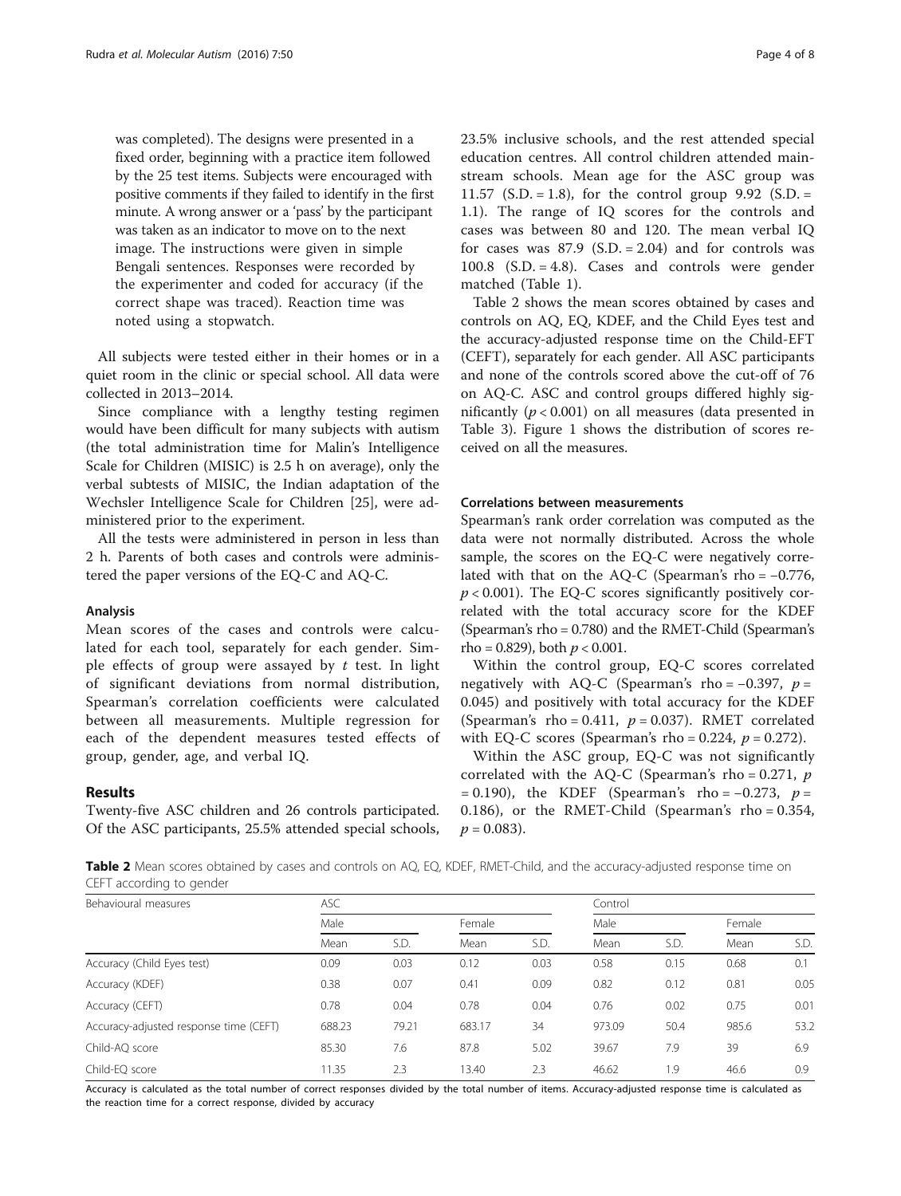was completed). The designs were presented in a fixed order, beginning with a practice item followed by the 25 test items. Subjects were encouraged with positive comments if they failed to identify in the first minute. A wrong answer or a 'pass' by the participant was taken as an indicator to move on to the next image. The instructions were given in simple Bengali sentences. Responses were recorded by the experimenter and coded for accuracy (if the correct shape was traced). Reaction time was noted using a stopwatch.

All subjects were tested either in their homes or in a quiet room in the clinic or special school. All data were collected in 2013–2014.

Since compliance with a lengthy testing regimen would have been difficult for many subjects with autism (the total administration time for Malin's Intelligence Scale for Children (MISIC) is 2.5 h on average), only the verbal subtests of MISIC, the Indian adaptation of the Wechsler Intelligence Scale for Children [25], were administered prior to the experiment.

All the tests were administered in person in less than 2 h. Parents of both cases and controls were administered the paper versions of the EQ-C and AQ-C.

### Analysis

Mean scores of the cases and controls were calculated for each tool, separately for each gender. Simple effects of group were assayed by *t* test. In light of significant deviations from normal distribution, Spearman's correlation coefficients were calculated between all measurements. Multiple regression for each of the dependent measures tested effects of group, gender, age, and verbal IQ.

## Results

Twenty-five ASC children and 26 controls participated. Of the ASC participants, 25.5% attended special schools, 23.5% inclusive schools, and the rest attended special education centres. All control children attended mainstream schools. Mean age for the ASC group was 11.57 (S.D. = 1.8), for the control group 9.92 (S.D. = 1.1). The range of IQ scores for the controls and cases was between 80 and 120. The mean verbal IQ for cases was 87.9 (S.D. = 2.04) and for controls was 100.8 (S.D. = 4.8). Cases and controls were gender matched (Table 1).

Table 2 shows the mean scores obtained by cases and controls on AQ, EQ, KDEF, and the Child Eyes test and the accuracy-adjusted response time on the Child-EFT (CEFT), separately for each gender. All ASC participants and none of the controls scored above the cut-off of 76 on AQ-C. ASC and control groups differed highly significantly ($p < 0.001$) on all measures (data presented in Table 3). Figure 1 shows the distribution of scores received on all the measures.

### Correlations between measurements

Spearman's rank order correlation was computed as the data were not normally distributed. Across the whole sample, the scores on the EQ-C were negatively correlated with that on the AQ-C (Spearman's rho = −0.776, $p < 0.001$). The EQ-C scores significantly positively correlated with the total accuracy score for the KDEF (Spearman's rho = 0.780) and the RMET-Child (Spearman's rho = 0.829), both $p < 0.001$.

Within the control group, EQ-C scores correlated negatively with AQ-C (Spearman's rho = −0.397, $p = 0.045$) and positively with total accuracy for the KDEF (Spearman's rho = 0.411, $p = 0.037$). RMET correlated with EQ-C scores (Spearman's rho = 0.224, $p = 0.272$).

Within the ASC group, EQ-C was not significantly correlated with the AQ-C (Spearman's rho = 0.271, $p = 0.190$), the KDEF (Spearman's rho = −0.273, $p = 0.186$), or the RMET-Child (Spearman's rho = 0.354, $p = 0.083$).

**Table 2** Mean scores obtained by cases and controls on AQ, EQ, KDEF, RMET-Child, and the accuracy-adjusted response time on CEFT according to gender

| Behavioural measures | ASC | | | | Control | | | |
|---|---|---|---|---|---|---|---|---|
| | Male | | Female | | Male | | Female | |
| | Mean | S.D. | Mean | S.D. | Mean | S.D. | Mean | S.D. |
| Accuracy (Child Eyes test) | 0.09 | 0.03 | 0.12 | 0.03 | 0.58 | 0.15 | 0.68 | 0.1 |
| Accuracy (KDEF) | 0.38 | 0.07 | 0.41 | 0.09 | 0.82 | 0.12 | 0.81 | 0.05 |
| Accuracy (CEFT) | 0.78 | 0.04 | 0.78 | 0.04 | 0.76 | 0.02 | 0.75 | 0.01 |
| Accuracy-adjusted response time (CEFT) | 688.23 | 79.21 | 683.17 | 34 | 973.09 | 50.4 | 985.6 | 53.2 |
| Child-AQ score | 85.30 | 7.6 | 87.8 | 5.02 | 39.67 | 7.9 | 39 | 6.9 |
| Child-EQ score | 11.35 | 2.3 | 13.40 | 2.3 | 46.62 | 1.9 | 46.6 | 0.9 |

Accuracy is calculated as the total number of correct responses divided by the total number of items. Accuracy-adjusted response time is calculated as the reaction time for a correct response, divided by accuracy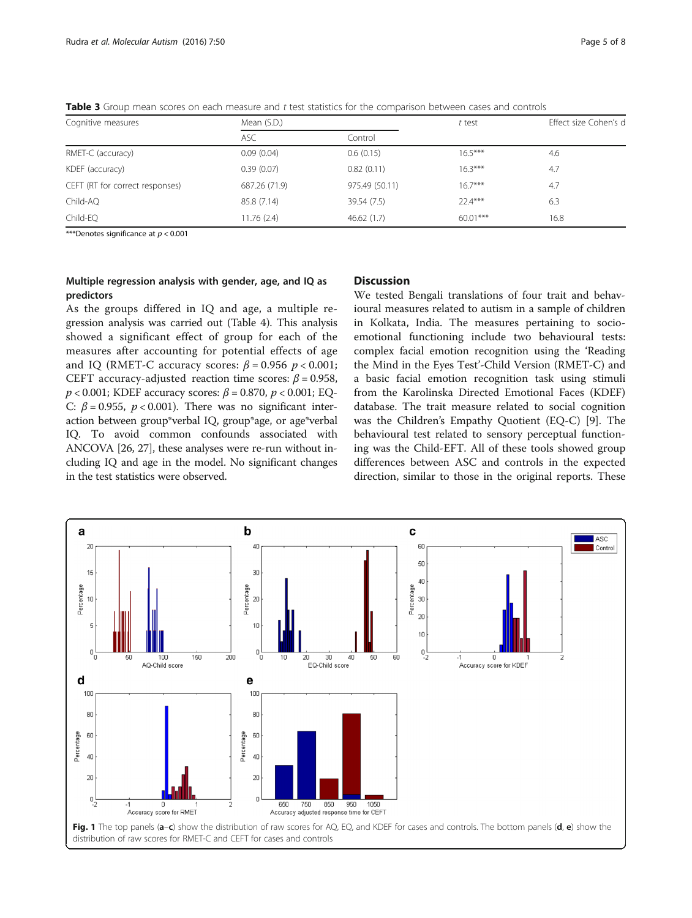**Table 3** Group mean scores on each measure and *t* test statistics for the comparison between cases and controls

| Cognitive measures | Mean (S.D.) | | *t* test | Effect size Cohen's d |
|---|---|---|---|---|
| | ASC | Control | | |
| RMET-C (accuracy) | 0.09 (0.04) | 0.6 (0.15) | 16.5*** | 4.6 |
| KDEF (accuracy) | 0.39 (0.07) | 0.82 (0.11) | 16.3*** | 4.7 |
| CEFT (RT for correct responses) | 687.26 (71.9) | 975.49 (50.11) | 16.7*** | 4.7 |
| Child-AQ | 85.8 (7.14) | 39.54 (7.5) | 22.4*** | 6.3 |
| Child-EQ | 11.76 (2.4) | 46.62 (1.7) | 60.01*** | 16.8 |

***Denotes significance at $p < 0.001$

### Multiple regression analysis with gender, age, and IQ as predictors

As the groups differed in IQ and age, a multiple regression analysis was carried out (Table 4). This analysis showed a significant effect of group for each of the measures after accounting for potential effects of age and IQ (RMET-C accuracy scores: $\beta = 0.956$ $p < 0.001$; CEFT accuracy-adjusted reaction time scores: $\beta = 0.958$, $p < 0.001$; KDEF accuracy scores: $\beta = 0.870$, $p < 0.001$; EQ-C: $\beta = 0.955$, $p < 0.001$). There was no significant interaction between group*verbal IQ, group*age, or age*verbal IQ. To avoid common confounds associated with ANCOVA [26, 27], these analyses were re-run without including IQ and age in the model. No significant changes in the test statistics were observed.

## Discussion

We tested Bengali translations of four trait and behavioural measures related to autism in a sample of children in Kolkata, India. The measures pertaining to socio-emotional functioning include two behavioural tests: complex facial emotion recognition using the 'Reading the Mind in the Eyes Test'-Child Version (RMET-C) and a basic facial emotion recognition task using stimuli from the Karolinska Directed Emotional Faces (KDEF) database. The trait measure related to social cognition was the Children's Empathy Quotient (EQ-C) [9]. The behavioural test related to sensory perceptual functioning was the Child-EFT. All of these tools showed group differences between ASC and controls in the expected direction, similar to those in the original reports. These

**Fig. 1** The top panels (**a**–**c**) show the distribution of raw scores for AQ, EQ, and KDEF for cases and controls. The bottom panels (**d**, **e**) show the distribution of raw scores for RMET-C and CEFT for cases and controls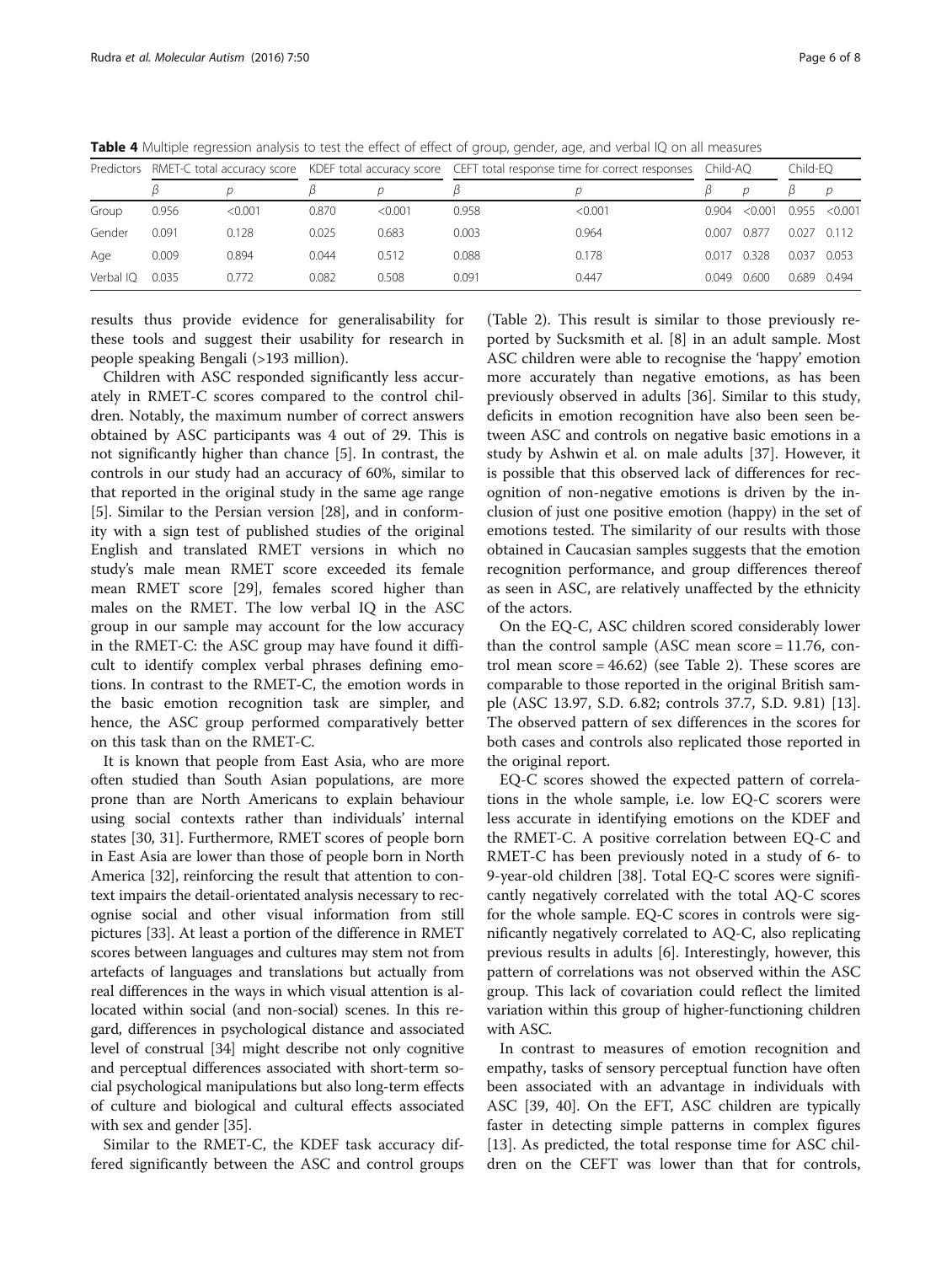**Table 4** Multiple regression analysis to test the effect of effect of group, gender, age, and verbal IQ on all measures

| Predictors | RMET-C total accuracy score | | KDEF total accuracy score | | CEFT total response time for correct responses | | Child-AQ | | Child-EQ | |
|---|---|---|---|---|---|---|---|---|---|---|
| | *β* | *p* | *β* | *p* | *β* | *p* | *β* | *p* | *β* | *p* |
| Group | 0.956 | <0.001 | 0.870 | <0.001 | 0.958 | <0.001 | 0.904 | <0.001 | 0.955 | <0.001 |
| Gender | 0.091 | 0.128 | 0.025 | 0.683 | 0.003 | 0.964 | 0.007 | 0.877 | 0.027 | 0.112 |
| Age | 0.009 | 0.894 | 0.044 | 0.512 | 0.088 | 0.178 | 0.017 | 0.328 | 0.037 | 0.053 |
| Verbal IQ | 0.035 | 0.772 | 0.082 | 0.508 | 0.091 | 0.447 | 0.049 | 0.600 | 0.689 | 0.494 |

results thus provide evidence for generalisability for these tools and suggest their usability for research in people speaking Bengali (>193 million).

Children with ASC responded significantly less accurately in RMET-C scores compared to the control children. Notably, the maximum number of correct answers obtained by ASC participants was 4 out of 29. This is not significantly higher than chance [5]. In contrast, the controls in our study had an accuracy of 60%, similar to that reported in the original study in the same age range [5]. Similar to the Persian version [28], and in conformity with a sign test of published studies of the original English and translated RMET versions in which no study's male mean RMET score exceeded its female mean RMET score [29], females scored higher than males on the RMET. The low verbal IQ in the ASC group in our sample may account for the low accuracy in the RMET-C: the ASC group may have found it difficult to identify complex verbal phrases defining emotions. In contrast to the RMET-C, the emotion words in the basic emotion recognition task are simpler, and hence, the ASC group performed comparatively better on this task than on the RMET-C.

It is known that people from East Asia, who are more often studied than South Asian populations, are more prone than are North Americans to explain behaviour using social contexts rather than individuals' internal states [30, 31]. Furthermore, RMET scores of people born in East Asia are lower than those of people born in North America [32], reinforcing the result that attention to context impairs the detail-orientated analysis necessary to recognise social and other visual information from still pictures [33]. At least a portion of the difference in RMET scores between languages and cultures may stem not from artefacts of languages and translations but actually from real differences in the ways in which visual attention is allocated within social (and non-social) scenes. In this regard, differences in psychological distance and associated level of construal [34] might describe not only cognitive and perceptual differences associated with short-term social psychological manipulations but also long-term effects of culture and biological and cultural effects associated with sex and gender [35].

Similar to the RMET-C, the KDEF task accuracy differed significantly between the ASC and control groups (Table 2). This result is similar to those previously reported by Sucksmith et al. [8] in an adult sample. Most ASC children were able to recognise the 'happy' emotion more accurately than negative emotions, as has been previously observed in adults [36]. Similar to this study, deficits in emotion recognition have also been seen between ASC and controls on negative basic emotions in a study by Ashwin et al. on male adults [37]. However, it is possible that this observed lack of differences for recognition of non-negative emotions is driven by the inclusion of just one positive emotion (happy) in the set of emotions tested. The similarity of our results with those obtained in Caucasian samples suggests that the emotion recognition performance, and group differences thereof as seen in ASC, are relatively unaffected by the ethnicity of the actors.

On the EQ-C, ASC children scored considerably lower than the control sample (ASC mean score = 11.76, control mean score = 46.62) (see Table 2). These scores are comparable to those reported in the original British sample (ASC 13.97, S.D. 6.82; controls 37.7, S.D. 9.81) [13]. The observed pattern of sex differences in the scores for both cases and controls also replicated those reported in the original report.

EQ-C scores showed the expected pattern of correlations in the whole sample, i.e. low EQ-C scorers were less accurate in identifying emotions on the KDEF and the RMET-C. A positive correlation between EQ-C and RMET-C has been previously noted in a study of 6- to 9-year-old children [38]. Total EQ-C scores were significantly negatively correlated with the total AQ-C scores for the whole sample. EQ-C scores in controls were significantly negatively correlated to AQ-C, also replicating previous results in adults [6]. Interestingly, however, this pattern of correlations was not observed within the ASC group. This lack of covariation could reflect the limited variation within this group of higher-functioning children with ASC.

In contrast to measures of emotion recognition and empathy, tasks of sensory perceptual function have often been associated with an advantage in individuals with ASC [39, 40]. On the EFT, ASC children are typically faster in detecting simple patterns in complex figures [13]. As predicted, the total response time for ASC children on the CEFT was lower than that for controls,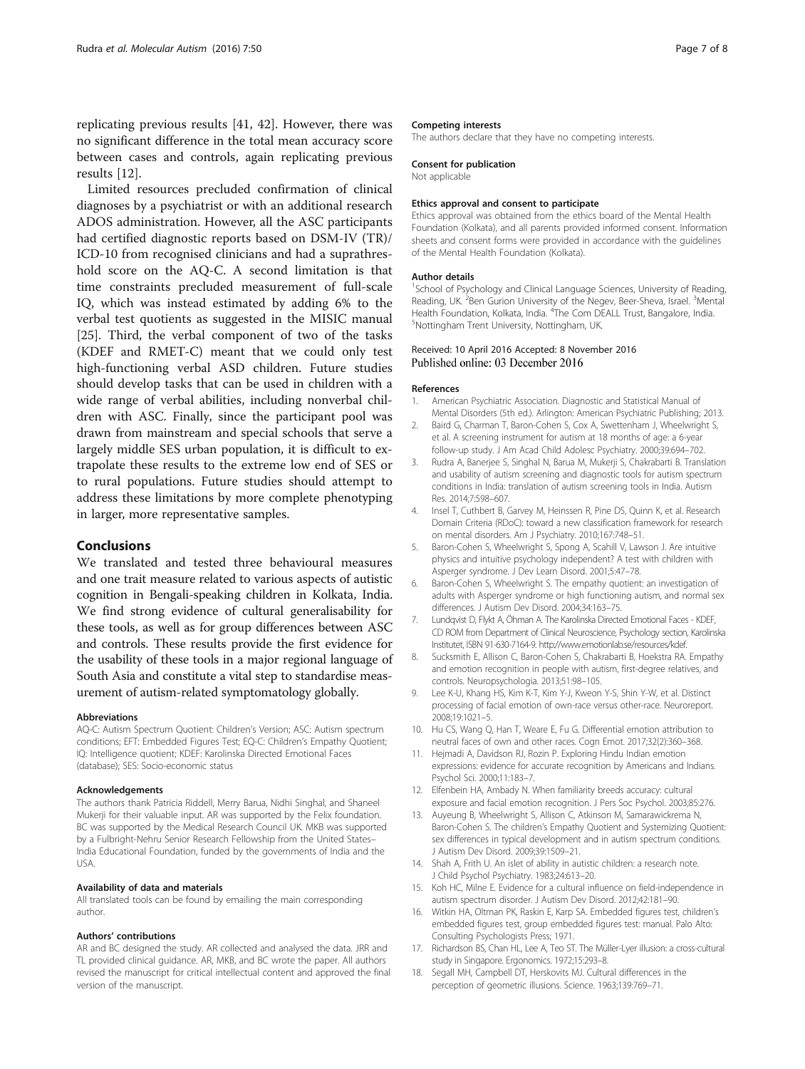replicating previous results [41, 42]. However, there was no significant difference in the total mean accuracy score between cases and controls, again replicating previous results [12].

Limited resources precluded confirmation of clinical diagnoses by a psychiatrist or with an additional research ADOS administration. However, all the ASC participants had certified diagnostic reports based on DSM-IV (TR)/ ICD-10 from recognised clinicians and had a suprathreshold score on the AQ-C. A second limitation is that time constraints precluded measurement of full-scale IQ, which was instead estimated by adding 6% to the verbal test quotients as suggested in the MISIC manual [25]. Third, the verbal component of two of the tasks (KDEF and RMET-C) meant that we could only test high-functioning verbal ASD children. Future studies should develop tasks that can be used in children with a wide range of verbal abilities, including nonverbal children with ASC. Finally, since the participant pool was drawn from mainstream and special schools that serve a largely middle SES urban population, it is difficult to extrapolate these results to the extreme low end of SES or to rural populations. Future studies should attempt to address these limitations by more complete phenotyping in larger, more representative samples.

## Conclusions

We translated and tested three behavioural measures and one trait measure related to various aspects of autistic cognition in Bengali-speaking children in Kolkata, India. We find strong evidence of cultural generalisability for these tools, as well as for group differences between ASC and controls. These results provide the first evidence for the usability of these tools in a major regional language of South Asia and constitute a vital step to standardise measurement of autism-related symptomatology globally.

#### Abbreviations

AQ-C: Autism Spectrum Quotient: Children's Version; ASC: Autism spectrum conditions; EFT: Embedded Figures Test; EQ-C: Children's Empathy Quotient; IQ: Intelligence quotient; KDEF: Karolinska Directed Emotional Faces (database); SES: Socio-economic status

#### Acknowledgements

The authors thank Patricia Riddell, Merry Barua, Nidhi Singhal, and Shaneel Mukerji for their valuable input. AR was supported by the Felix foundation. BC was supported by the Medical Research Council UK. MKB was supported by a Fulbright-Nehru Senior Research Fellowship from the United States–India Educational Foundation, funded by the governments of India and the USA.

#### Availability of data and materials

All translated tools can be found by emailing the main corresponding author.

#### Authors' contributions

AR and BC designed the study. AR collected and analysed the data. JRR and TL provided clinical guidance. AR, MKB, and BC wrote the paper. All authors revised the manuscript for critical intellectual content and approved the final version of the manuscript.

#### Competing interests

The authors declare that they have no competing interests.

#### Consent for publication

Not applicable

#### Ethics approval and consent to participate

Ethics approval was obtained from the ethics board of the Mental Health Foundation (Kolkata), and all parents provided informed consent. Information sheets and consent forms were provided in accordance with the guidelines of the Mental Health Foundation (Kolkata).

#### Author details

[1]School of Psychology and Clinical Language Sciences, University of Reading, Reading, UK. [2]Ben Gurion University of the Negev, Beer-Sheva, Israel. [3]Mental Health Foundation, Kolkata, India. [4]The Com DEALL Trust, Bangalore, India. [5]Nottingham Trent University, Nottingham, UK.

Received: 10 April 2016 Accepted: 8 November 2016
Published online: 03 December 2016

#### References

1. American Psychiatric Association. Diagnostic and Statistical Manual of Mental Disorders (5th ed.). Arlington: American Psychiatric Publishing; 2013.
2. Baird G, Charman T, Baron-Cohen S, Cox A, Swettenham J, Wheelwright S, et al. A screening instrument for autism at 18 months of age: a 6-year follow-up study. J Am Acad Child Adolesc Psychiatry. 2000;39:694–702.
3. Rudra A, Banerjee S, Singhal N, Barua M, Mukerji S, Chakrabarti B. Translation and usability of autism screening and diagnostic tools for autism spectrum conditions in India: translation of autism screening tools in India. Autism Res. 2014;7:598–607.
4. Insel T, Cuthbert B, Garvey M, Heinssen R, Pine DS, Quinn K, et al. Research Domain Criteria (RDoC): toward a new classification framework for research on mental disorders. Am J Psychiatry. 2010;167:748–51.
5. Baron-Cohen S, Wheelwright S, Spong A, Scahill V, Lawson J. Are intuitive physics and intuitive psychology independent? A test with children with Asperger syndrome. J Dev Learn Disord. 2001;5:47–78.
6. Baron-Cohen S, Wheelwright S. The empathy quotient: an investigation of adults with Asperger syndrome or high functioning autism, and normal sex differences. J Autism Dev Disord. 2004;34:163–75.
7. Lundqvist D, Flykt A, Öhman A. The Karolinska Directed Emotional Faces - KDEF, CD ROM from Department of Clinical Neuroscience, Psychology section, Karolinska Institutet, ISBN 91-630-7164-9. http://www.emotionlab.se/resources/kdef.
8. Sucksmith E, Allison C, Baron-Cohen S, Chakrabarti B, Hoekstra RA. Empathy and emotion recognition in people with autism, first-degree relatives, and controls. Neuropsychologia. 2013;51:98–105.
9. Lee K-U, Khang HS, Kim K-T, Kim Y-J, Kweon Y-S, Shin Y-W, et al. Distinct processing of facial emotion of own-race versus other-race. Neuroreport. 2008;19:1021–5.
10. Hu CS, Wang Q, Han T, Weare E, Fu G. Differential emotion attribution to neutral faces of own and other races. Cogn Emot. 2017;32(2):360–368.
11. Hejmadi A, Davidson RJ, Rozin P. Exploring Hindu Indian emotion expressions: evidence for accurate recognition by Americans and Indians. Psychol Sci. 2000;11:183–7.
12. Elfenbein HA, Ambady N. When familiarity breeds accuracy: cultural exposure and facial emotion recognition. J Pers Soc Psychol. 2003;85:276.
13. Auyeung B, Wheelwright S, Allison C, Atkinson M, Samarawickrema N, Baron-Cohen S. The children's Empathy Quotient and Systemizing Quotient: sex differences in typical development and in autism spectrum conditions. J Autism Dev Disord. 2009;39:1509–21.
14. Shah A, Frith U. An islet of ability in autistic children: a research note. J Child Psychol Psychiatry. 1983;24:613–20.
15. Koh HC, Milne E. Evidence for a cultural influence on field-independence in autism spectrum disorder. J Autism Dev Disord. 2012;42:181–90.
16. Witkin HA, Oltman PK, Raskin E, Karp SA. Embedded figures test, children's embedded figures test, group embedded figures test: manual. Palo Alto: Consulting Psychologists Press; 1971.
17. Richardson BS, Chan HL, Lee A, Teo ST. The Müller-Lyer illusion: a cross-cultural study in Singapore. Ergonomics. 1972;15:293–8.
18. Segall MH, Campbell DT, Herskovits MJ. Cultural differences in the perception of geometric illusions. Science. 1963;139:769–71.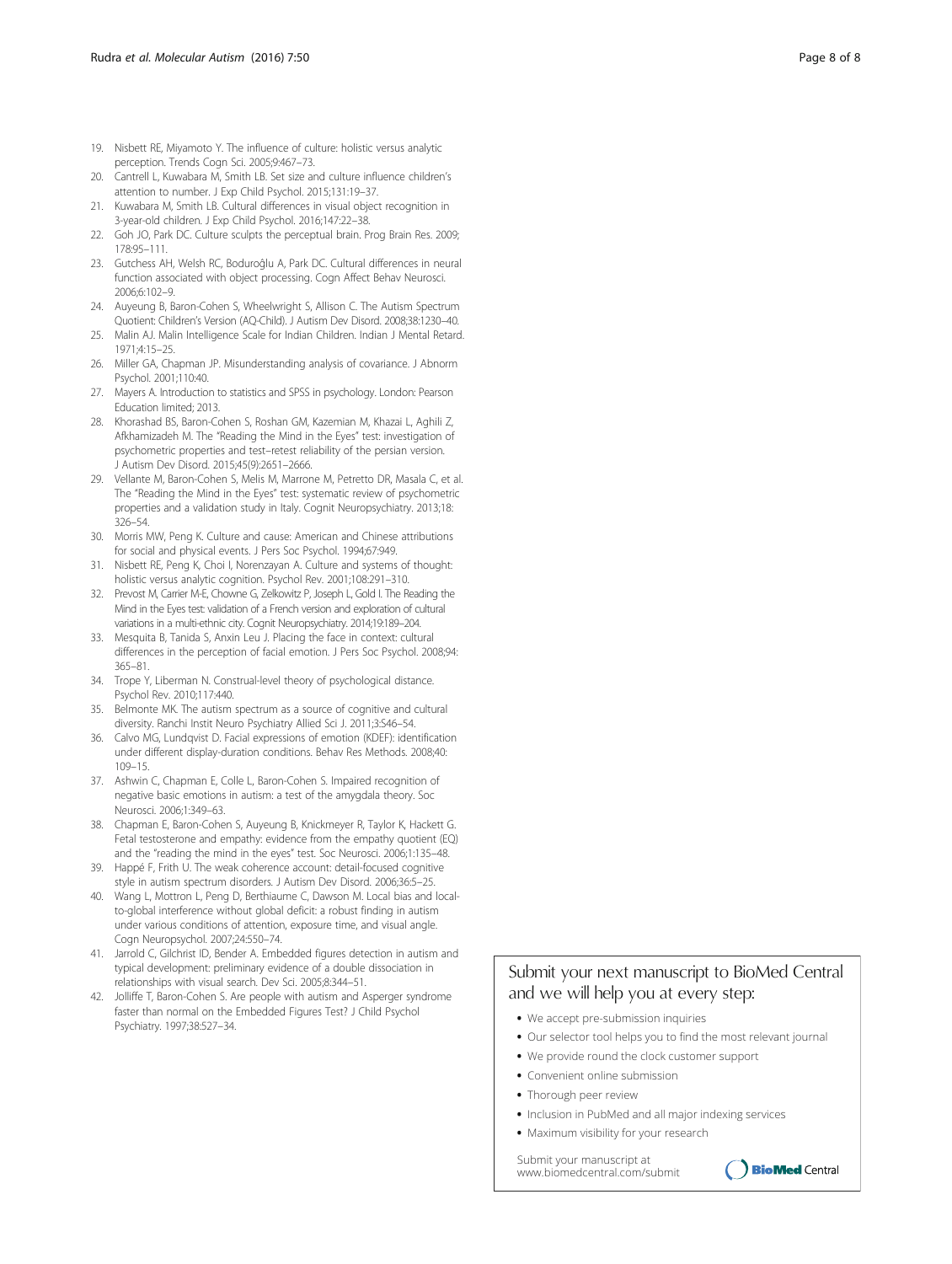19. Nisbett RE, Miyamoto Y. The influence of culture: holistic versus analytic perception. Trends Cogn Sci. 2005;9:467–73.
20. Cantrell L, Kuwabara M, Smith LB. Set size and culture influence children's attention to number. J Exp Child Psychol. 2015;131:19–37.
21. Kuwabara M, Smith LB. Cultural differences in visual object recognition in 3-year-old children. J Exp Child Psychol. 2016;147:22–38.
22. Goh JO, Park DC. Culture sculpts the perceptual brain. Prog Brain Res. 2009;178:95–111.
23. Gutchess AH, Welsh RC, Boduroĝlu A, Park DC. Cultural differences in neural function associated with object processing. Cogn Affect Behav Neurosci. 2006;6:102–9.
24. Auyeung B, Baron-Cohen S, Wheelwright S, Allison C. The Autism Spectrum Quotient: Children's Version (AQ-Child). J Autism Dev Disord. 2008;38:1230–40.
25. Malin AJ. Malin Intelligence Scale for Indian Children. Indian J Mental Retard. 1971;4:15–25.
26. Miller GA, Chapman JP. Misunderstanding analysis of covariance. J Abnorm Psychol. 2001;110:40.
27. Mayers A. Introduction to statistics and SPSS in psychology. London: Pearson Education limited; 2013.
28. Khorashad BS, Baron-Cohen S, Roshan GM, Kazemian M, Khazai L, Aghili Z, Afkhamizadeh M. The "Reading the Mind in the Eyes" test: investigation of psychometric properties and test–retest reliability of the persian version. J Autism Dev Disord. 2015;45(9):2651–2666.
29. Vellante M, Baron-Cohen S, Melis M, Marrone M, Petretto DR, Masala C, et al. The "Reading the Mind in the Eyes" test: systematic review of psychometric properties and a validation study in Italy. Cognit Neuropsychiatry. 2013;18:326–54.
30. Morris MW, Peng K. Culture and cause: American and Chinese attributions for social and physical events. J Pers Soc Psychol. 1994;67:949.
31. Nisbett RE, Peng K, Choi I, Norenzayan A. Culture and systems of thought: holistic versus analytic cognition. Psychol Rev. 2001;108:291–310.
32. Prevost M, Carrier M-E, Chowne G, Zelkowitz P, Joseph L, Gold I. The Reading the Mind in the Eyes test: validation of a French version and exploration of cultural variations in a multi-ethnic city. Cognit Neuropsychiatry. 2014;19:189–204.
33. Mesquita B, Tanida S, Anxin Leu J. Placing the face in context: cultural differences in the perception of facial emotion. J Pers Soc Psychol. 2008;94:365–81.
34. Trope Y, Liberman N. Construal-level theory of psychological distance. Psychol Rev. 2010;117:440.
35. Belmonte MK. The autism spectrum as a source of cognitive and cultural diversity. Ranchi Instit Neuro Psychiatry Allied Sci J. 2011;3:S46–54.
36. Calvo MG, Lundqvist D. Facial expressions of emotion (KDEF): identification under different display-duration conditions. Behav Res Methods. 2008;40:109–15.
37. Ashwin C, Chapman E, Colle L, Baron-Cohen S. Impaired recognition of negative basic emotions in autism: a test of the amygdala theory. Soc Neurosci. 2006;1:349–63.
38. Chapman E, Baron-Cohen S, Auyeung B, Knickmeyer R, Taylor K, Hackett G. Fetal testosterone and empathy: evidence from the empathy quotient (EQ) and the "reading the mind in the eyes" test. Soc Neurosci. 2006;1:135–48.
39. Happé F, Frith U. The weak coherence account: detail-focused cognitive style in autism spectrum disorders. J Autism Dev Disord. 2006;36:5–25.
40. Wang L, Mottron L, Peng D, Berthiaume C, Dawson M. Local bias and local-to-global interference without global deficit: a robust finding in autism under various conditions of attention, exposure time, and visual angle. Cogn Neuropsychol. 2007;24:550–74.
41. Jarrold C, Gilchrist ID, Bender A. Embedded figures detection in autism and typical development: preliminary evidence of a double dissociation in relationships with visual search. Dev Sci. 2005;8:344–51.
42. Jolliffe T, Baron-Cohen S. Are people with autism and Asperger syndrome faster than normal on the Embedded Figures Test? J Child Psychol Psychiatry. 1997;38:527–34.

Submit your next manuscript to BioMed Central and we will help you at every step:

- We accept pre-submission inquiries
- Our selector tool helps you to find the most relevant journal
- We provide round the clock customer support
- Convenient online submission
- Thorough peer review
- Inclusion in PubMed and all major indexing services
- Maximum visibility for your research

Submit your manuscript at www.biomedcentral.com/submit

BioMed Central